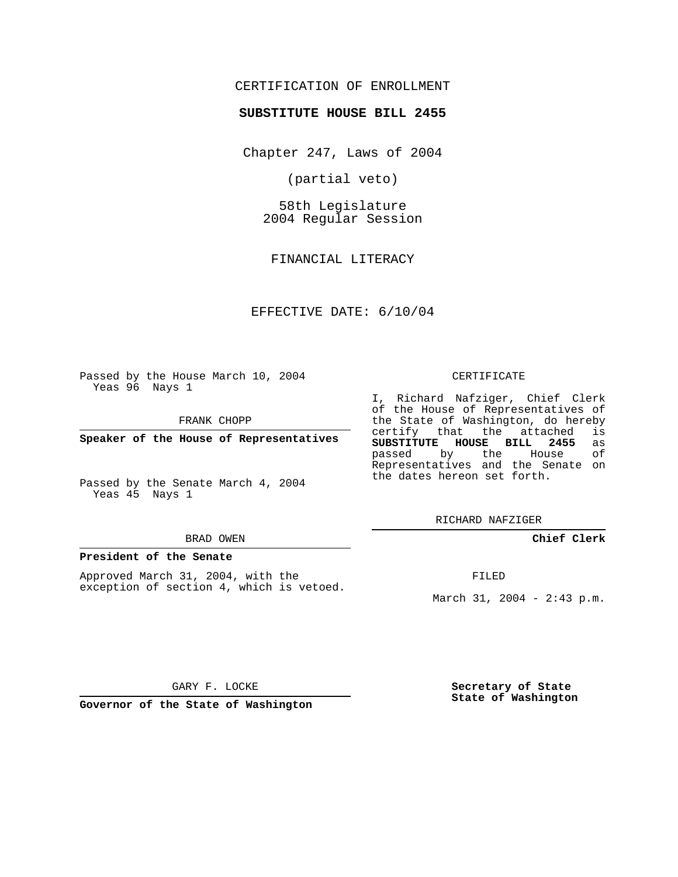CERTIFICATION OF ENROLLMENT

**SUBSTITUTE HOUSE BILL 2455**

Chapter 247, Laws of 2004

(partial veto)

58th Legislature
2004 Regular Session

FINANCIAL LITERACY

EFFECTIVE DATE: 6/10/04

Passed by the House March 10, 2004
Yeas 96 Nays 1

FRANK CHOPP

**Speaker of the House of Representatives**

Passed by the Senate March 4, 2004
Yeas 45 Nays 1

BRAD OWEN

**President of the Senate**

Approved March 31, 2004, with the exception of section 4, which is vetoed.

GARY F. LOCKE

**Governor of the State of Washington**

CERTIFICATE

I, Richard Nafziger, Chief Clerk of the House of Representatives of the State of Washington, do hereby certify that the attached is **SUBSTITUTE HOUSE BILL 2455** as passed by the House of Representatives and the Senate on the dates hereon set forth.

RICHARD NAFZIGER

**Chief Clerk**

FILED

March 31, 2004 - 2:43 p.m.

**Secretary of State**
**State of Washington**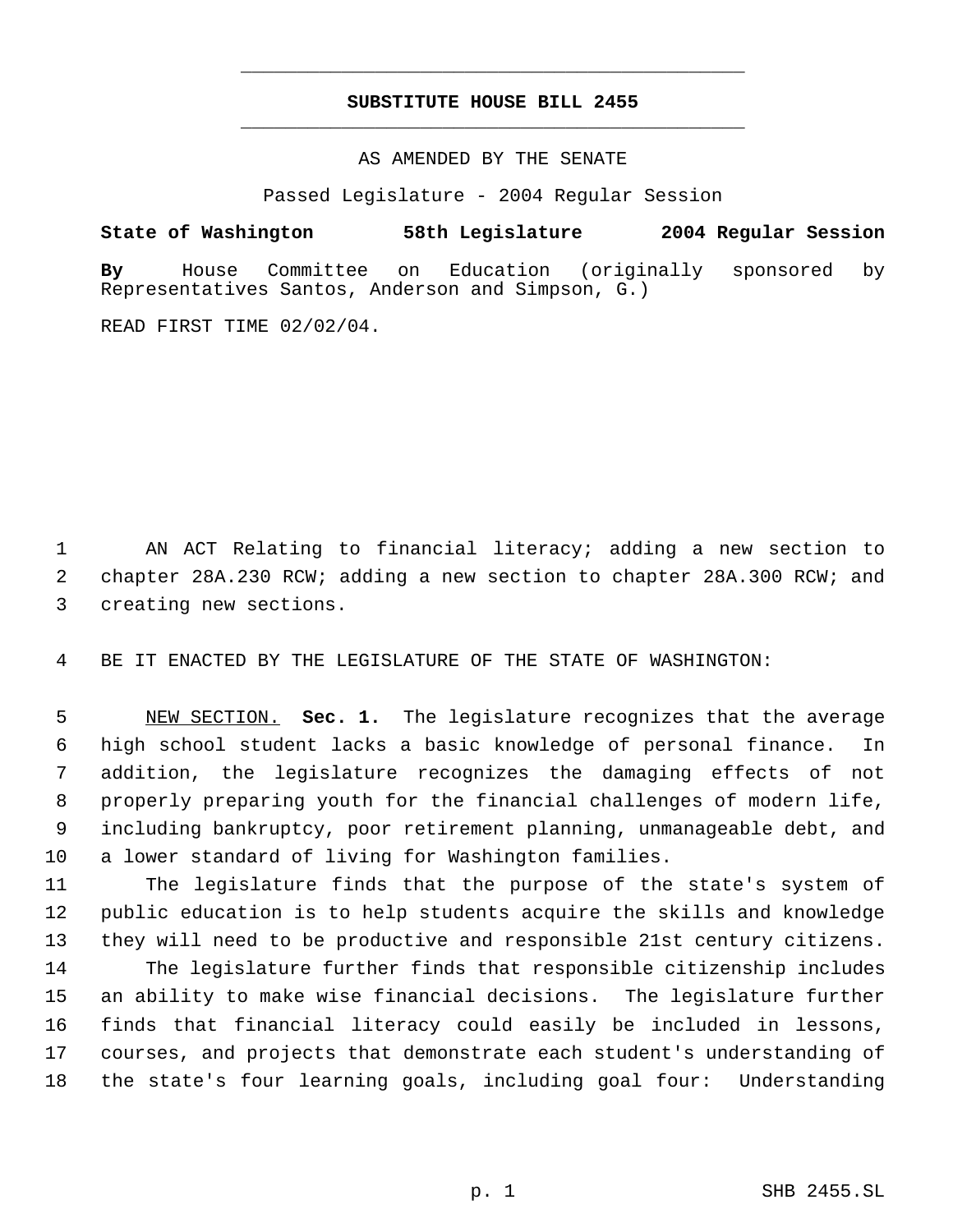# SUBSTITUTE HOUSE BILL 2455

AS AMENDED BY THE SENATE

Passed Legislature - 2004 Regular Session

**State of Washington 58th Legislature 2004 Regular Session**

**By** House Committee on Education (originally sponsored by Representatives Santos, Anderson and Simpson, G.)

READ FIRST TIME 02/02/04.

1 AN ACT Relating to financial literacy; adding a new section to
2 chapter 28A.230 RCW; adding a new section to chapter 28A.300 RCW; and
3 creating new sections.

4 BE IT ENACTED BY THE LEGISLATURE OF THE STATE OF WASHINGTON:

5 NEW SECTION. **Sec. 1.** The legislature recognizes that the average
6 high school student lacks a basic knowledge of personal finance. In
7 addition, the legislature recognizes the damaging effects of not
8 properly preparing youth for the financial challenges of modern life,
9 including bankruptcy, poor retirement planning, unmanageable debt, and
10 a lower standard of living for Washington families.

11 The legislature finds that the purpose of the state's system of
12 public education is to help students acquire the skills and knowledge
13 they will need to be productive and responsible 21st century citizens.

14 The legislature further finds that responsible citizenship includes
15 an ability to make wise financial decisions. The legislature further
16 finds that financial literacy could easily be included in lessons,
17 courses, and projects that demonstrate each student's understanding of
18 the state's four learning goals, including goal four: Understanding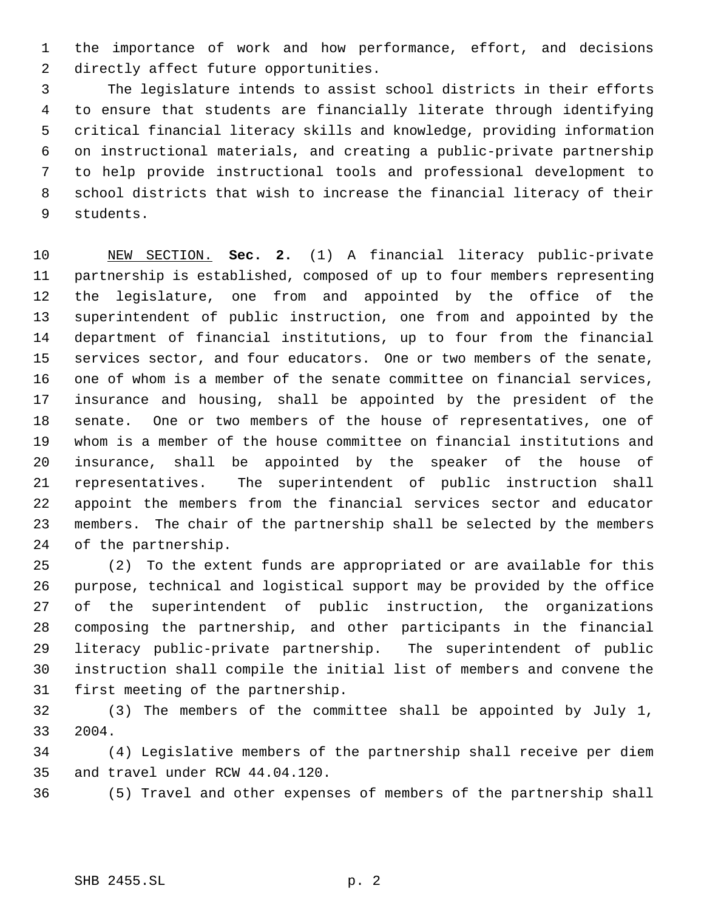the importance of work and how performance, effort, and decisions directly affect future opportunities.

The legislature intends to assist school districts in their efforts to ensure that students are financially literate through identifying critical financial literacy skills and knowledge, providing information on instructional materials, and creating a public-private partnership to help provide instructional tools and professional development to school districts that wish to increase the financial literacy of their students.

NEW SECTION. **Sec. 2.** (1) A financial literacy public-private partnership is established, composed of up to four members representing the legislature, one from and appointed by the office of the superintendent of public instruction, one from and appointed by the department of financial institutions, up to four from the financial services sector, and four educators. One or two members of the senate, one of whom is a member of the senate committee on financial services, insurance and housing, shall be appointed by the president of the senate. One or two members of the house of representatives, one of whom is a member of the house committee on financial institutions and insurance, shall be appointed by the speaker of the house of representatives. The superintendent of public instruction shall appoint the members from the financial services sector and educator members. The chair of the partnership shall be selected by the members of the partnership.

(2) To the extent funds are appropriated or are available for this purpose, technical and logistical support may be provided by the office of the superintendent of public instruction, the organizations composing the partnership, and other participants in the financial literacy public-private partnership. The superintendent of public instruction shall compile the initial list of members and convene the first meeting of the partnership.

(3) The members of the committee shall be appointed by July 1, 2004.

(4) Legislative members of the partnership shall receive per diem and travel under RCW 44.04.120.

(5) Travel and other expenses of members of the partnership shall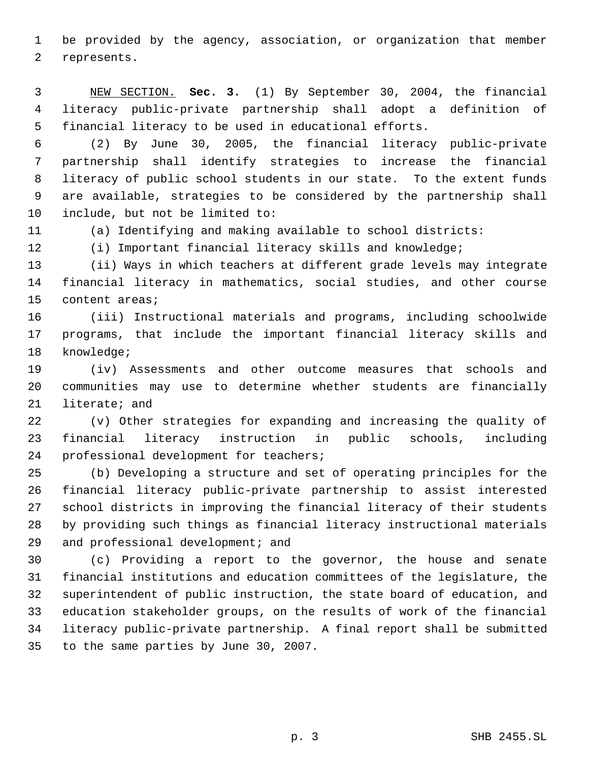be provided by the agency, association, or organization that member represents.

NEW SECTION. **Sec. 3.** (1) By September 30, 2004, the financial literacy public-private partnership shall adopt a definition of financial literacy to be used in educational efforts.

(2) By June 30, 2005, the financial literacy public-private partnership shall identify strategies to increase the financial literacy of public school students in our state. To the extent funds are available, strategies to be considered by the partnership shall include, but not be limited to:

(a) Identifying and making available to school districts:

(i) Important financial literacy skills and knowledge;

(ii) Ways in which teachers at different grade levels may integrate financial literacy in mathematics, social studies, and other course content areas;

(iii) Instructional materials and programs, including schoolwide programs, that include the important financial literacy skills and knowledge;

(iv) Assessments and other outcome measures that schools and communities may use to determine whether students are financially literate; and

(v) Other strategies for expanding and increasing the quality of financial literacy instruction in public schools, including professional development for teachers;

(b) Developing a structure and set of operating principles for the financial literacy public-private partnership to assist interested school districts in improving the financial literacy of their students by providing such things as financial literacy instructional materials and professional development; and

(c) Providing a report to the governor, the house and senate financial institutions and education committees of the legislature, the superintendent of public instruction, the state board of education, and education stakeholder groups, on the results of work of the financial literacy public-private partnership. A final report shall be submitted to the same parties by June 30, 2007.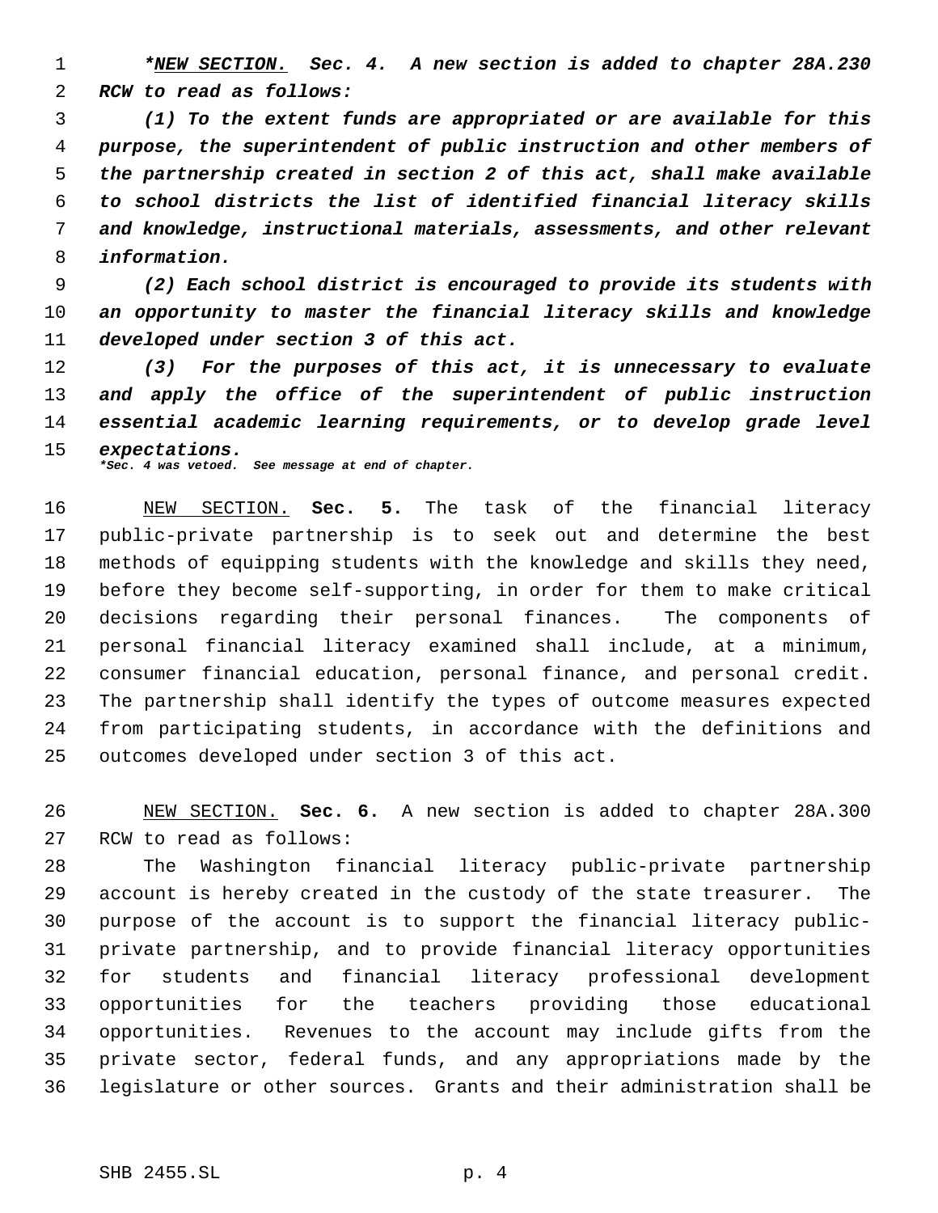*****NEW SECTION.** ***Sec. 4. A new section is added to chapter 28A.230 RCW to read as follows:***

***(1) To the extent funds are appropriated or are available for this purpose, the superintendent of public instruction and other members of the partnership created in section 2 of this act, shall make available to school districts the list of identified financial literacy skills and knowledge, instructional materials, assessments, and other relevant information.***

***(2) Each school district is encouraged to provide its students with an opportunity to master the financial literacy skills and knowledge developed under section 3 of this act.***

***(3) For the purposes of this act, it is unnecessary to evaluate and apply the office of the superintendent of public instruction essential academic learning requirements, or to develop grade level expectations.***

****Sec. 4 was vetoed. See message at end of chapter.***

NEW SECTION. **Sec. 5.** The task of the financial literacy public-private partnership is to seek out and determine the best methods of equipping students with the knowledge and skills they need, before they become self-supporting, in order for them to make critical decisions regarding their personal finances. The components of personal financial literacy examined shall include, at a minimum, consumer financial education, personal finance, and personal credit. The partnership shall identify the types of outcome measures expected from participating students, in accordance with the definitions and outcomes developed under section 3 of this act.

NEW SECTION. **Sec. 6.** A new section is added to chapter 28A.300 RCW to read as follows:

The Washington financial literacy public-private partnership account is hereby created in the custody of the state treasurer. The purpose of the account is to support the financial literacy public-private partnership, and to provide financial literacy opportunities for students and financial literacy professional development opportunities for the teachers providing those educational opportunities. Revenues to the account may include gifts from the private sector, federal funds, and any appropriations made by the legislature or other sources. Grants and their administration shall be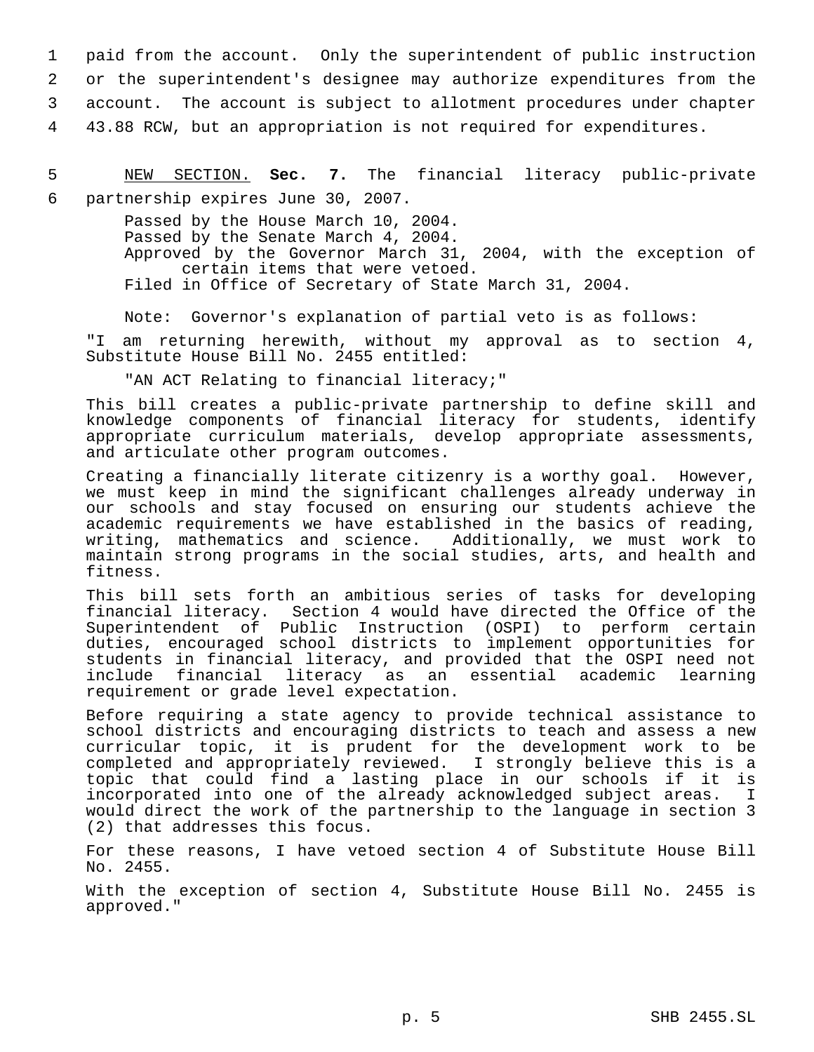paid from the account. Only the superintendent of public instruction or the superintendent's designee may authorize expenditures from the account. The account is subject to allotment procedures under chapter 43.88 RCW, but an appropriation is not required for expenditures.

NEW SECTION. **Sec. 7.** The financial literacy public-private partnership expires June 30, 2007.

Passed by the House March 10, 2004.
Passed by the Senate March 4, 2004.
Approved by the Governor March 31, 2004, with the exception of certain items that were vetoed.
Filed in Office of Secretary of State March 31, 2004.

Note: Governor's explanation of partial veto is as follows:

"I am returning herewith, without my approval as to section 4, Substitute House Bill No. 2455 entitled:

"AN ACT Relating to financial literacy;"

This bill creates a public-private partnership to define skill and knowledge components of financial literacy for students, identify appropriate curriculum materials, develop appropriate assessments, and articulate other program outcomes.

Creating a financially literate citizenry is a worthy goal. However, we must keep in mind the significant challenges already underway in our schools and stay focused on ensuring our students achieve the academic requirements we have established in the basics of reading, writing, mathematics and science. Additionally, we must work to maintain strong programs in the social studies, arts, and health and fitness.

This bill sets forth an ambitious series of tasks for developing financial literacy. Section 4 would have directed the Office of the Superintendent of Public Instruction (OSPI) to perform certain duties, encouraged school districts to implement opportunities for students in financial literacy, and provided that the OSPI need not include financial literacy as an essential academic learning requirement or grade level expectation.

Before requiring a state agency to provide technical assistance to school districts and encouraging districts to teach and assess a new curricular topic, it is prudent for the development work to be completed and appropriately reviewed. I strongly believe this is a topic that could find a lasting place in our schools if it is incorporated into one of the already acknowledged subject areas. I would direct the work of the partnership to the language in section 3 (2) that addresses this focus.

For these reasons, I have vetoed section 4 of Substitute House Bill No. 2455.

With the exception of section 4, Substitute House Bill No. 2455 is approved."